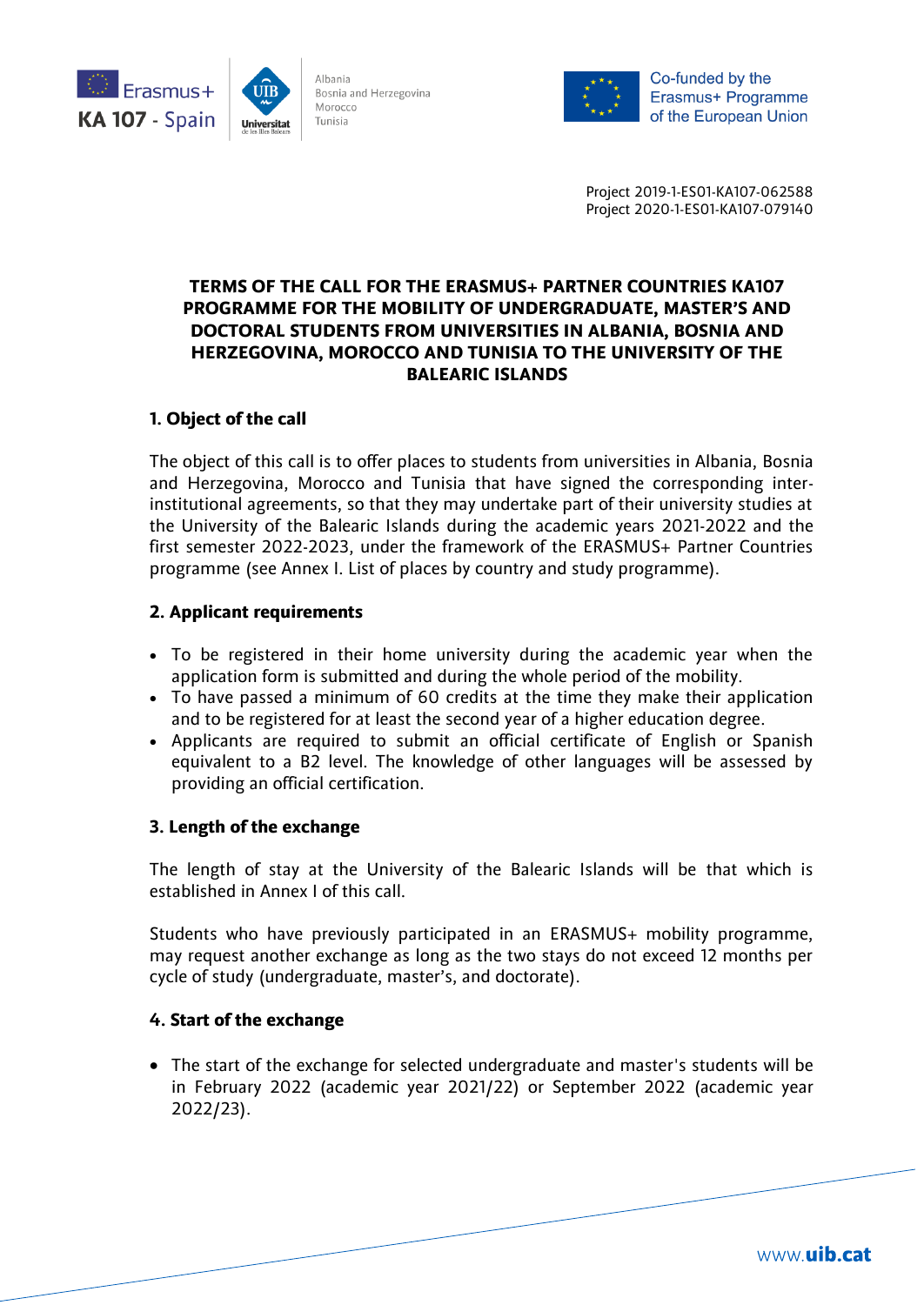Erasmus+ KA 107 - Spain

Albania
Bosnia and Herzegovina
Morocco
Tunisia

Co-funded by the Erasmus+ Programme of the European Union

Project 2019-1-ES01-KA107-062588
Project 2020-1-ES01-KA107-079140

# TERMS OF THE CALL FOR THE ERASMUS+ PARTNER COUNTRIES KA107 PROGRAMME FOR THE MOBILITY OF UNDERGRADUATE, MASTER'S AND DOCTORAL STUDENTS FROM UNIVERSITIES IN ALBANIA, BOSNIA AND HERZEGOVINA, MOROCCO AND TUNISIA TO THE UNIVERSITY OF THE BALEARIC ISLANDS

## 1. Object of the call

The object of this call is to offer places to students from universities in Albania, Bosnia and Herzegovina, Morocco and Tunisia that have signed the corresponding inter-institutional agreements, so that they may undertake part of their university studies at the University of the Balearic Islands during the academic years 2021-2022 and the first semester 2022-2023, under the framework of the ERASMUS+ Partner Countries programme (see Annex I. List of places by country and study programme).

## 2. Applicant requirements

- To be registered in their home university during the academic year when the application form is submitted and during the whole period of the mobility.
- To have passed a minimum of 60 credits at the time they make their application and to be registered for at least the second year of a higher education degree.
- Applicants are required to submit an official certificate of English or Spanish equivalent to a B2 level. The knowledge of other languages will be assessed by providing an official certification.

## 3. Length of the exchange

The length of stay at the University of the Balearic Islands will be that which is established in Annex I of this call.

Students who have previously participated in an ERASMUS+ mobility programme, may request another exchange as long as the two stays do not exceed 12 months per cycle of study (undergraduate, master's, and doctorate).

## 4. Start of the exchange

- The start of the exchange for selected undergraduate and master's students will be in February 2022 (academic year 2021/22) or September 2022 (academic year 2022/23).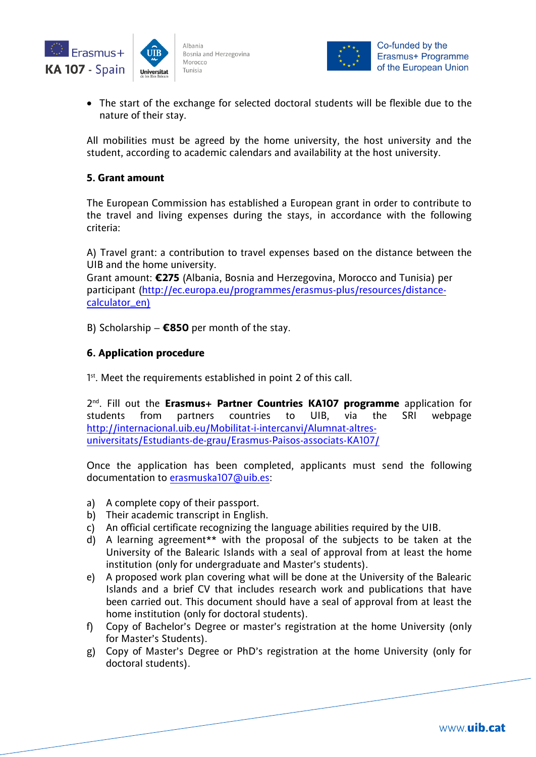- The start of the exchange for selected doctoral students will be flexible due to the nature of their stay.

All mobilities must be agreed by the home university, the host university and the student, according to academic calendars and availability at the host university.

**5. Grant amount**

The European Commission has established a European grant in order to contribute to the travel and living expenses during the stays, in accordance with the following criteria:

A) Travel grant: a contribution to travel expenses based on the distance between the UIB and the home university.
Grant amount: **€275** (Albania, Bosnia and Herzegovina, Morocco and Tunisia) per participant (http://ec.europa.eu/programmes/erasmus-plus/resources/distance-calculator_en)

B) Scholarship – **€850** per month of the stay.

**6. Application procedure**

1st. Meet the requirements established in point 2 of this call.

2nd. Fill out the **Erasmus+ Partner Countries KA107 programme** application for students from partners countries to UIB, via the SRI webpage http://internacional.uib.eu/Mobilitat-i-intercanvi/Alumnat-altres-universitats/Estudiants-de-grau/Erasmus-Paisos-associats-KA107/

Once the application has been completed, applicants must send the following documentation to erasmuska107@uib.es:

a) A complete copy of their passport.
b) Their academic transcript in English.
c) An official certificate recognizing the language abilities required by the UIB.
d) A learning agreement** with the proposal of the subjects to be taken at the University of the Balearic Islands with a seal of approval from at least the home institution (only for undergraduate and Master's students).
e) A proposed work plan covering what will be done at the University of the Balearic Islands and a brief CV that includes research work and publications that have been carried out. This document should have a seal of approval from at least the home institution (only for doctoral students).
f) Copy of Bachelor's Degree or master's registration at the home University (only for Master's Students).
g) Copy of Master's Degree or PhD's registration at the home University (only for doctoral students).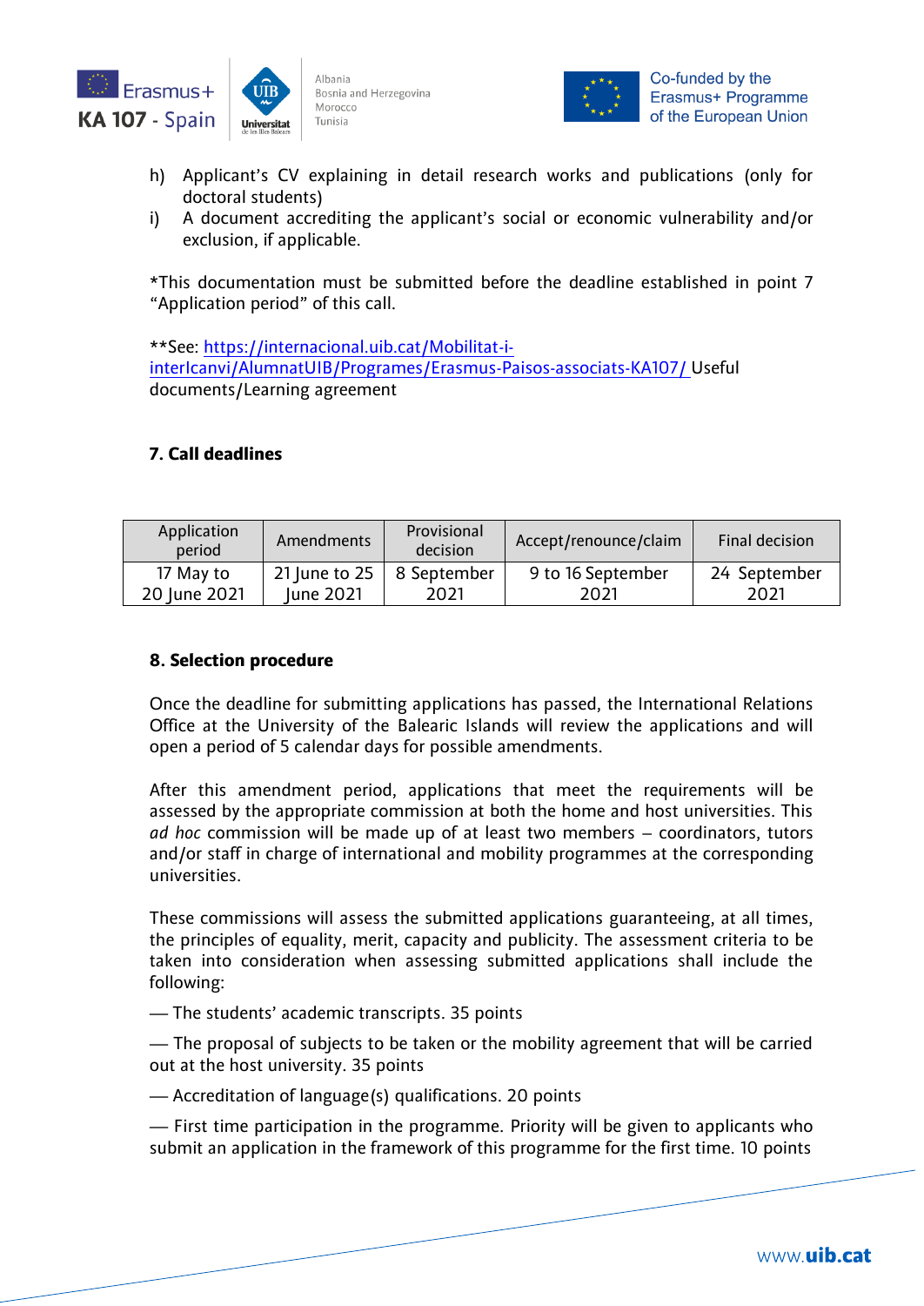h) Applicant's CV explaining in detail research works and publications (only for doctoral students)
i) A document accrediting the applicant's social or economic vulnerability and/or exclusion, if applicable.

*This documentation must be submitted before the deadline established in point 7 "Application period" of this call.

**See: [https://internacional.uib.cat/Mobilitat-i-interIcanvi/AlumnatUIB/Programes/Erasmus-Paisos-associats-KA107/](https://internacional.uib.cat/Mobilitat-i-interIcanvi/AlumnatUIB/Programes/Erasmus-Paisos-associats-KA107/) Useful documents/Learning agreement

### 7. Call deadlines

| Application period | Amendments | Provisional decision | Accept/renounce/claim | Final decision |
|---|---|---|---|---|
| 17 May to 20 June 2021 | 21 June to 25 June 2021 | 8 September 2021 | 9 to 16 September 2021 | 24 September 2021 |

### 8. Selection procedure

Once the deadline for submitting applications has passed, the International Relations Office at the University of the Balearic Islands will review the applications and will open a period of 5 calendar days for possible amendments.

After this amendment period, applications that meet the requirements will be assessed by the appropriate commission at both the home and host universities. This *ad hoc* commission will be made up of at least two members – coordinators, tutors and/or staff in charge of international and mobility programmes at the corresponding universities.

These commissions will assess the submitted applications guaranteeing, at all times, the principles of equality, merit, capacity and publicity. The assessment criteria to be taken into consideration when assessing submitted applications shall include the following:

— The students' academic transcripts. 35 points

— The proposal of subjects to be taken or the mobility agreement that will be carried out at the host university. 35 points

— Accreditation of language(s) qualifications. 20 points

— First time participation in the programme. Priority will be given to applicants who submit an application in the framework of this programme for the first time. 10 points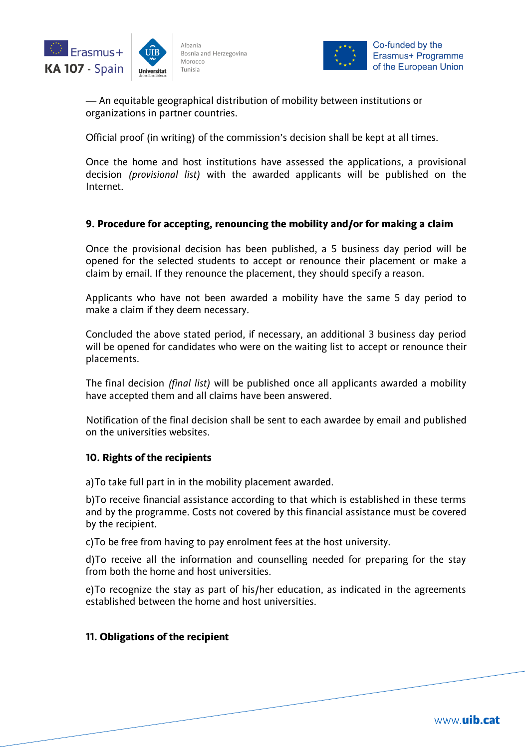— An equitable geographical distribution of mobility between institutions or organizations in partner countries.

Official proof (in writing) of the commission's decision shall be kept at all times.

Once the home and host institutions have assessed the applications, a provisional decision *(provisional list)* with the awarded applicants will be published on the Internet.

**9. Procedure for accepting, renouncing the mobility and/or for making a claim**

Once the provisional decision has been published, a 5 business day period will be opened for the selected students to accept or renounce their placement or make a claim by email. If they renounce the placement, they should specify a reason.

Applicants who have not been awarded a mobility have the same 5 day period to make a claim if they deem necessary.

Concluded the above stated period, if necessary, an additional 3 business day period will be opened for candidates who were on the waiting list to accept or renounce their placements.

The final decision *(final list)* will be published once all applicants awarded a mobility have accepted them and all claims have been answered.

Notification of the final decision shall be sent to each awardee by email and published on the universities websites.

**10. Rights of the recipients**

a)To take full part in in the mobility placement awarded.

b)To receive financial assistance according to that which is established in these terms and by the programme. Costs not covered by this financial assistance must be covered by the recipient.

c)To be free from having to pay enrolment fees at the host university.

d)To receive all the information and counselling needed for preparing for the stay from both the home and host universities.

e)To recognize the stay as part of his/her education, as indicated in the agreements established between the home and host universities.

**11. Obligations of the recipient**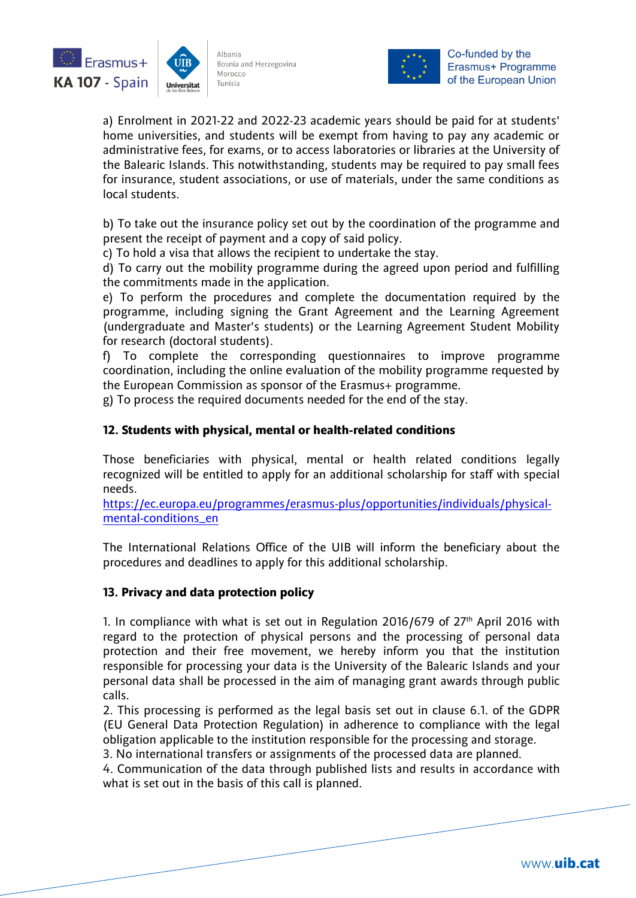a) Enrolment in 2021-22 and 2022-23 academic years should be paid for at students' home universities, and students will be exempt from having to pay any academic or administrative fees, for exams, or to access laboratories or libraries at the University of the Balearic Islands. This notwithstanding, students may be required to pay small fees for insurance, student associations, or use of materials, under the same conditions as local students.

b) To take out the insurance policy set out by the coordination of the programme and present the receipt of payment and a copy of said policy.
c) To hold a visa that allows the recipient to undertake the stay.
d) To carry out the mobility programme during the agreed upon period and fulfilling the commitments made in the application.
e) To perform the procedures and complete the documentation required by the programme, including signing the Grant Agreement and the Learning Agreement (undergraduate and Master's students) or the Learning Agreement Student Mobility for research (doctoral students).
f) To complete the corresponding questionnaires to improve programme coordination, including the online evaluation of the mobility programme requested by the European Commission as sponsor of the Erasmus+ programme.
g) To process the required documents needed for the end of the stay.

**12. Students with physical, mental or health-related conditions**

Those beneficiaries with physical, mental or health related conditions legally recognized will be entitled to apply for an additional scholarship for staff with special needs.
https://ec.europa.eu/programmes/erasmus-plus/opportunities/individuals/physical-mental-conditions_en

The International Relations Office of the UIB will inform the beneficiary about the procedures and deadlines to apply for this additional scholarship.

**13. Privacy and data protection policy**

1. In compliance with what is set out in Regulation 2016/679 of 27th April 2016 with regard to the protection of physical persons and the processing of personal data protection and their free movement, we hereby inform you that the institution responsible for processing your data is the University of the Balearic Islands and your personal data shall be processed in the aim of managing grant awards through public calls.
2. This processing is performed as the legal basis set out in clause 6.1. of the GDPR (EU General Data Protection Regulation) in adherence to compliance with the legal obligation applicable to the institution responsible for the processing and storage.
3. No international transfers or assignments of the processed data are planned.
4. Communication of the data through published lists and results in accordance with what is set out in the basis of this call is planned.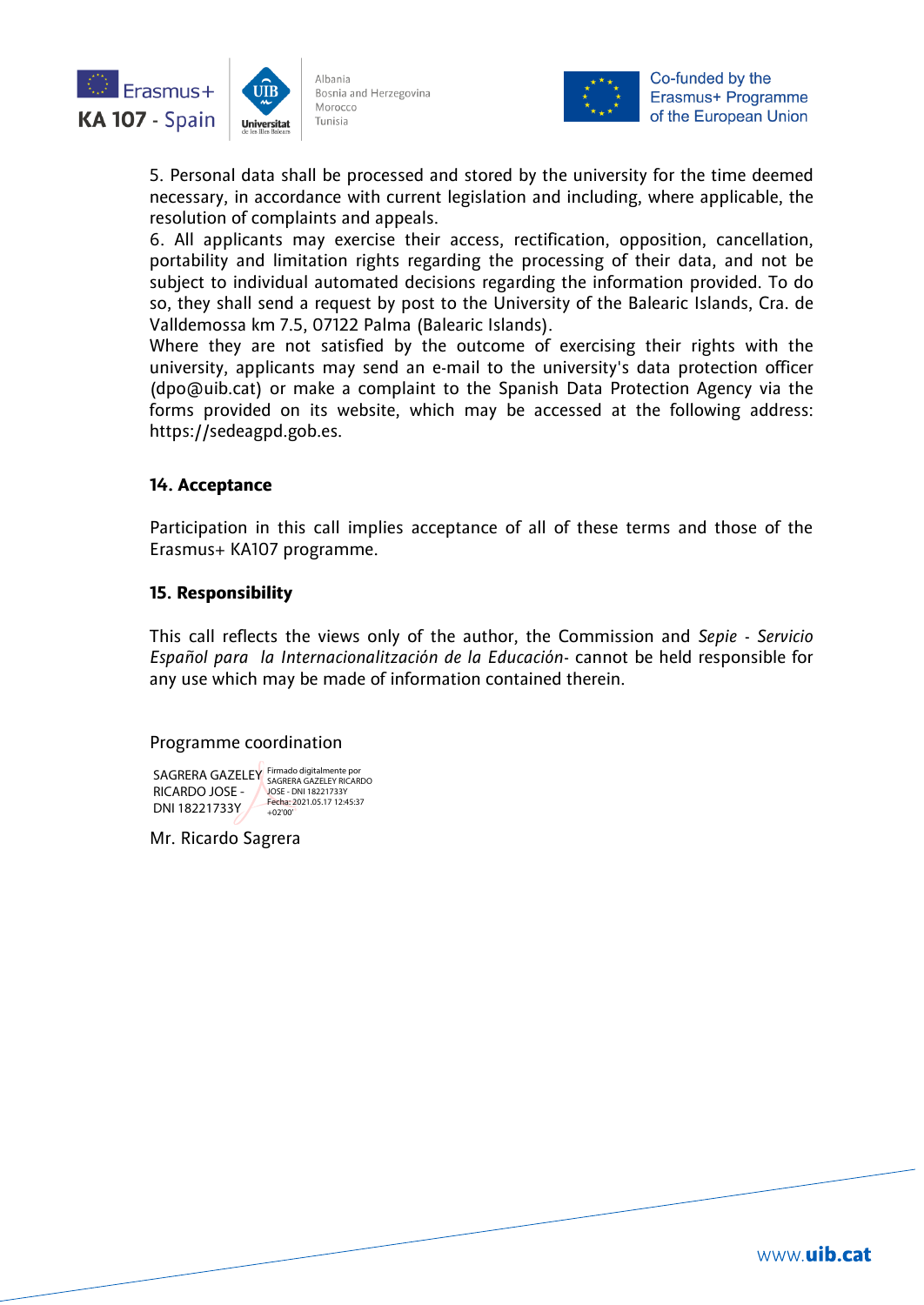5. Personal data shall be processed and stored by the university for the time deemed necessary, in accordance with current legislation and including, where applicable, the resolution of complaints and appeals.
6. All applicants may exercise their access, rectification, opposition, cancellation, portability and limitation rights regarding the processing of their data, and not be subject to individual automated decisions regarding the information provided. To do so, they shall send a request by post to the University of the Balearic Islands, Cra. de Valldemossa km 7.5, 07122 Palma (Balearic Islands).
Where they are not satisfied by the outcome of exercising their rights with the university, applicants may send an e-mail to the university's data protection officer (dpo@uib.cat) or make a complaint to the Spanish Data Protection Agency via the forms provided on its website, which may be accessed at the following address: https://sedeagpd.gob.es.

### 14. Acceptance

Participation in this call implies acceptance of all of these terms and those of the Erasmus+ KA107 programme.

### 15. Responsibility

This call reflects the views only of the author, the Commission and *Sepie - Servicio Español para la Internacionalitzación de la Educación*- cannot be held responsible for any use which may be made of information contained therein.

Programme coordination

SAGRERA GAZELEY RICARDO JOSE - DNI 18221733Y

Firmado digitalmente por SAGRERA GAZELEY RICARDO JOSE - DNI 18221733Y
Fecha: 2021.05.17 12:45:37 +02'00'

Mr. Ricardo Sagrera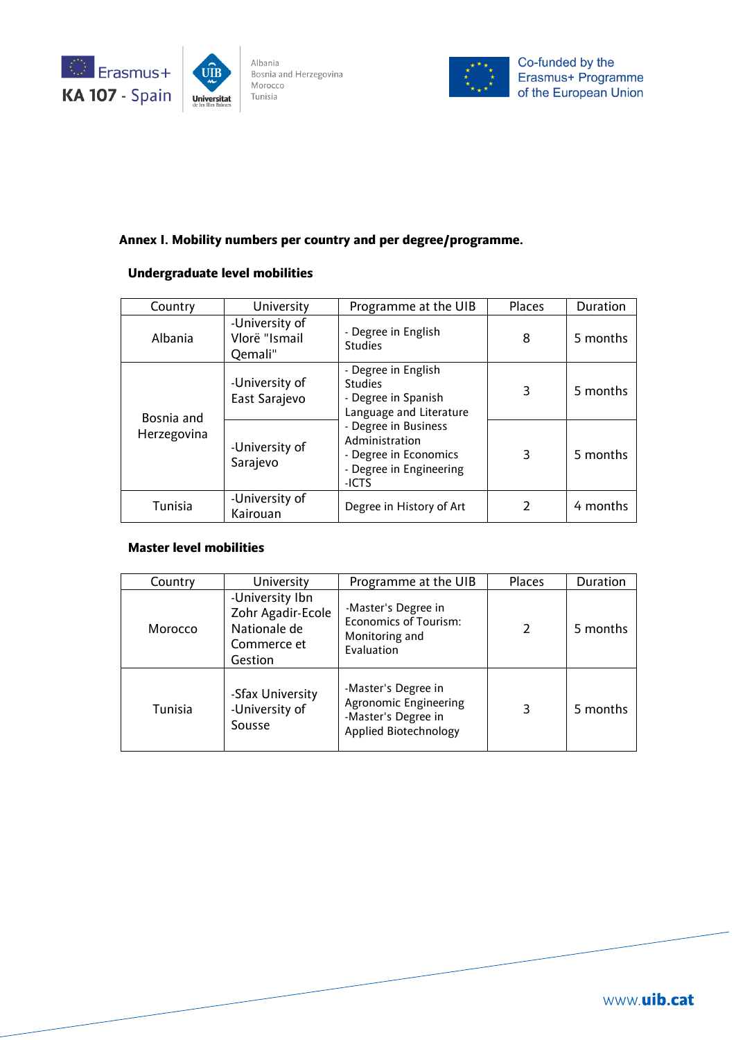**Annex I. Mobility numbers per country and per degree/programme.**

**Undergraduate level mobilities**

| Country | University | Programme at the UIB | Places | Duration |
|---|---|---|---|---|
| Albania | -University of Vlorë "Ismail Qemali" | - Degree in English Studies | 8 | 5 months |
| Bosnia and Herzegovina | -University of East Sarajevo | - Degree in English Studies<br>- Degree in Spanish Language and Literature<br>- Degree in Business Administration<br>- Degree in Economics<br>- Degree in Engineering<br>-ICTS | 3 | 5 months |
| | -University of Sarajevo | | 3 | 5 months |
| Tunisia | -University of Kairouan | Degree in History of Art | 2 | 4 months |

**Master level mobilities**

| Country | University | Programme at the UIB | Places | Duration |
|---|---|---|---|---|
| Morocco | -University Ibn Zohr Agadir-Ecole Nationale de Commerce et Gestion | -Master's Degree in Economics of Tourism: Monitoring and Evaluation | 2 | 5 months |
| Tunisia | -Sfax University<br>-University of Sousse | -Master's Degree in Agronomic Engineering<br>-Master's Degree in Applied Biotechnology | 3 | 5 months |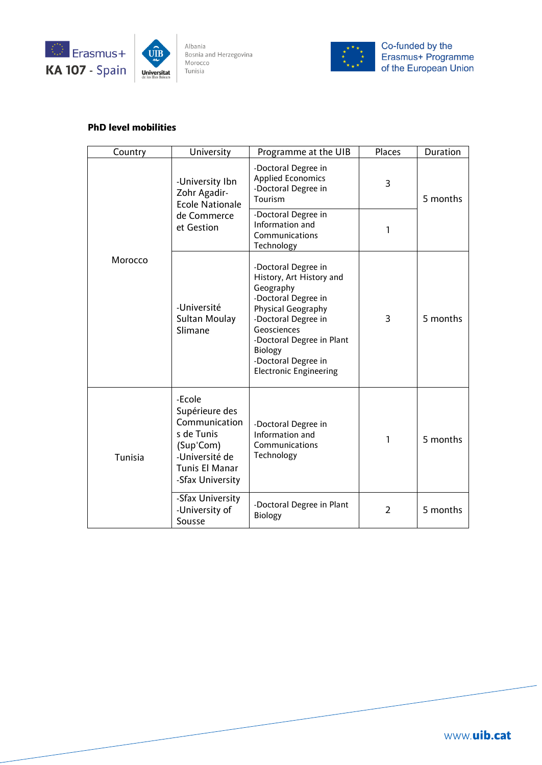**PhD level mobilities**

| Country | University | Programme at the UIB | Places | Duration |
|---|---|---|---|---|
| Morocco | -University Ibn Zohr Agadir-Ecole Nationale de Commerce et Gestion | -Doctoral Degree in Applied Economics<br>-Doctoral Degree in Tourism | 3 | 5 months |
| | | -Doctoral Degree in Information and Communications Technology | 1 | |
| | -Université Sultan Moulay Slimane | -Doctoral Degree in History, Art History and Geography<br>-Doctoral Degree in Physical Geography<br>-Doctoral Degree in Geosciences<br>-Doctoral Degree in Plant Biology<br>-Doctoral Degree in Electronic Engineering | 3 | 5 months |
| Tunisia | -Ecole Supérieure des Communications de Tunis (Sup'Com)<br>-Université de Tunis El Manar<br>-Sfax University | -Doctoral Degree in Information and Communications Technology | 1 | 5 months |
| | -Sfax University<br>-University of Sousse | -Doctoral Degree in Plant Biology | 2 | 5 months |